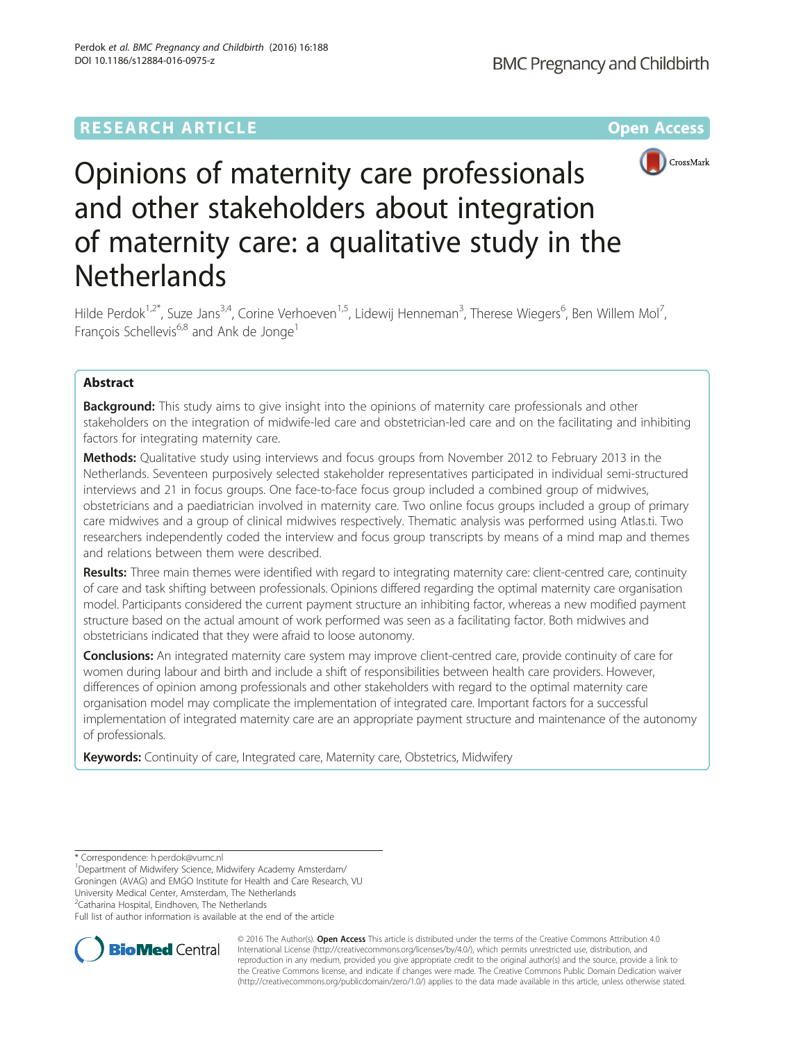RESEARCH ARTICLE

Open Access

# Opinions of maternity care professionals and other stakeholders about integration of maternity care: a qualitative study in the Netherlands

Hilde Perdok[1,2*], Suze Jans[3,4], Corine Verhoeven[1,5], Lidewij Henneman[3], Therese Wiegers[6], Ben Willem Mol[7], François Schellevis[6,8] and Ank de Jonge[1]

## Abstract

**Background:** This study aims to give insight into the opinions of maternity care professionals and other stakeholders on the integration of midwife-led care and obstetrician-led care and on the facilitating and inhibiting factors for integrating maternity care.

**Methods:** Qualitative study using interviews and focus groups from November 2012 to February 2013 in the Netherlands. Seventeen purposively selected stakeholder representatives participated in individual semi-structured interviews and 21 in focus groups. One face-to-face focus group included a combined group of midwives, obstetricians and a paediatrician involved in maternity care. Two online focus groups included a group of primary care midwives and a group of clinical midwives respectively. Thematic analysis was performed using Atlas.ti. Two researchers independently coded the interview and focus group transcripts by means of a mind map and themes and relations between them were described.

**Results:** Three main themes were identified with regard to integrating maternity care: client-centred care, continuity of care and task shifting between professionals. Opinions differed regarding the optimal maternity care organisation model. Participants considered the current payment structure an inhibiting factor, whereas a new modified payment structure based on the actual amount of work performed was seen as a facilitating factor. Both midwives and obstetricians indicated that they were afraid to loose autonomy.

**Conclusions:** An integrated maternity care system may improve client-centred care, provide continuity of care for women during labour and birth and include a shift of responsibilities between health care providers. However, differences of opinion among professionals and other stakeholders with regard to the optimal maternity care organisation model may complicate the implementation of integrated care. Important factors for a successful implementation of integrated maternity care are an appropriate payment structure and maintenance of the autonomy of professionals.

**Keywords:** Continuity of care, Integrated care, Maternity care, Obstetrics, Midwifery

---

* Correspondence: h.perdok@vumc.nl
[1]Department of Midwifery Science, Midwifery Academy Amsterdam/ Groningen (AVAG) and EMGO Institute for Health and Care Research, VU University Medical Center, Amsterdam, The Netherlands
[2]Catharina Hospital, Eindhoven, The Netherlands
Full list of author information is available at the end of the article

© 2016 The Author(s). **Open Access** This article is distributed under the terms of the Creative Commons Attribution 4.0 International License (http://creativecommons.org/licenses/by/4.0/), which permits unrestricted use, distribution, and reproduction in any medium, provided you give appropriate credit to the original author(s) and the source, provide a link to the Creative Commons license, and indicate if changes were made. The Creative Commons Public Domain Dedication waiver (http://creativecommons.org/publicdomain/zero/1.0/) applies to the data made available in this article, unless otherwise stated.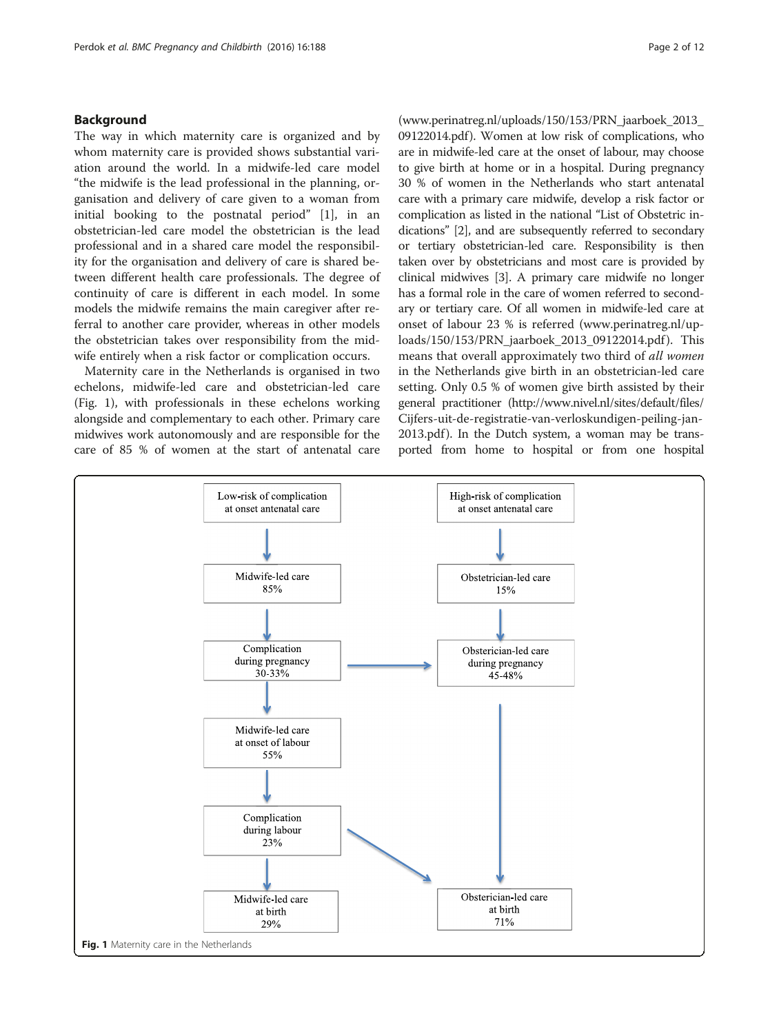## Background

The way in which maternity care is organized and by whom maternity care is provided shows substantial variation around the world. In a midwife-led care model "the midwife is the lead professional in the planning, organisation and delivery of care given to a woman from initial booking to the postnatal period" [1], in an obstetrician-led care model the obstetrician is the lead professional and in a shared care model the responsibility for the organisation and delivery of care is shared between different health care professionals. The degree of continuity of care is different in each model. In some models the midwife remains the main caregiver after referral to another care provider, whereas in other models the obstetrician takes over responsibility from the midwife entirely when a risk factor or complication occurs.

Maternity care in the Netherlands is organised in two echelons, midwife-led care and obstetrician-led care (Fig. 1), with professionals in these echelons working alongside and complementary to each other. Primary care midwives work autonomously and are responsible for the care of 85 % of women at the start of antenatal care (www.perinatreg.nl/uploads/150/153/PRN_jaarboek_2013_09122014.pdf). Women at low risk of complications, who are in midwife-led care at the onset of labour, may choose to give birth at home or in a hospital. During pregnancy 30 % of women in the Netherlands who start antenatal care with a primary care midwife, develop a risk factor or complication as listed in the national "List of Obstetric indications" [2], and are subsequently referred to secondary or tertiary obstetrician-led care. Responsibility is then taken over by obstetricians and most care is provided by clinical midwives [3]. A primary care midwife no longer has a formal role in the care of women referred to secondary or tertiary care. Of all women in midwife-led care at onset of labour 23 % is referred (www.perinatreg.nl/uploads/150/153/PRN_jaarboek_2013_09122014.pdf). This means that overall approximately two third of *all women* in the Netherlands give birth in an obstetrician-led care setting. Only 0.5 % of women give birth assisted by their general practitioner (http://www.nivel.nl/sites/default/files/Cijfers-uit-de-registratie-van-verloskundigen-peiling-jan-2013.pdf). In the Dutch system, a woman may be transported from home to hospital or from one hospital

**Fig. 1** Maternity care in the Netherlands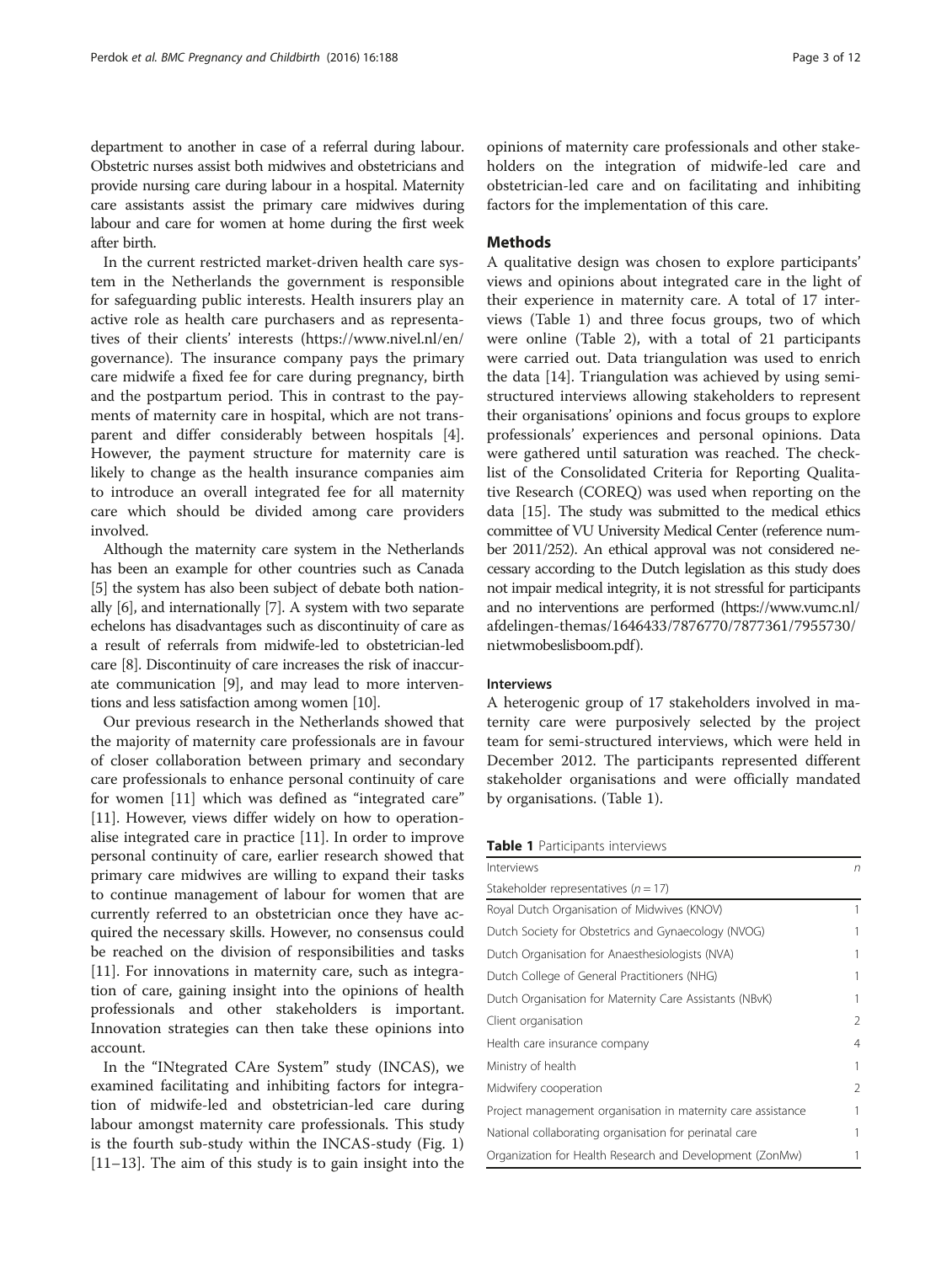department to another in case of a referral during labour. Obstetric nurses assist both midwives and obstetricians and provide nursing care during labour in a hospital. Maternity care assistants assist the primary care midwives during labour and care for women at home during the first week after birth.

In the current restricted market-driven health care system in the Netherlands the government is responsible for safeguarding public interests. Health insurers play an active role as health care purchasers and as representatives of their clients' interests (https://www.nivel.nl/en/governance). The insurance company pays the primary care midwife a fixed fee for care during pregnancy, birth and the postpartum period. This in contrast to the payments of maternity care in hospital, which are not transparent and differ considerably between hospitals [4]. However, the payment structure for maternity care is likely to change as the health insurance companies aim to introduce an overall integrated fee for all maternity care which should be divided among care providers involved.

Although the maternity care system in the Netherlands has been an example for other countries such as Canada [5] the system has also been subject of debate both nationally [6], and internationally [7]. A system with two separate echelons has disadvantages such as discontinuity of care as a result of referrals from midwife-led to obstetrician-led care [8]. Discontinuity of care increases the risk of inaccurate communication [9], and may lead to more interventions and less satisfaction among women [10].

Our previous research in the Netherlands showed that the majority of maternity care professionals are in favour of closer collaboration between primary and secondary care professionals to enhance personal continuity of care for women [11] which was defined as "integrated care" [11]. However, views differ widely on how to operationalise integrated care in practice [11]. In order to improve personal continuity of care, earlier research showed that primary care midwives are willing to expand their tasks to continue management of labour for women that are currently referred to an obstetrician once they have acquired the necessary skills. However, no consensus could be reached on the division of responsibilities and tasks [11]. For innovations in maternity care, such as integration of care, gaining insight into the opinions of health professionals and other stakeholders is important. Innovation strategies can then take these opinions into account.

In the "INtegrated CAre System" study (INCAS), we examined facilitating and inhibiting factors for integration of midwife-led and obstetrician-led care during labour amongst maternity care professionals. This study is the fourth sub-study within the INCAS-study (Fig. 1) [11–13]. The aim of this study is to gain insight into the opinions of maternity care professionals and other stakeholders on the integration of midwife-led care and obstetrician-led care and on facilitating and inhibiting factors for the implementation of this care.

## Methods

A qualitative design was chosen to explore participants' views and opinions about integrated care in the light of their experience in maternity care. A total of 17 interviews (Table 1) and three focus groups, two of which were online (Table 2), with a total of 21 participants were carried out. Data triangulation was used to enrich the data [14]. Triangulation was achieved by using semi-structured interviews allowing stakeholders to represent their organisations' opinions and focus groups to explore professionals' experiences and personal opinions. Data were gathered until saturation was reached. The checklist of the Consolidated Criteria for Reporting Qualitative Research (COREQ) was used when reporting on the data [15]. The study was submitted to the medical ethics committee of VU University Medical Center (reference number 2011/252). An ethical approval was not considered necessary according to the Dutch legislation as this study does not impair medical integrity, it is not stressful for participants and no interventions are performed (https://www.vumc.nl/afdelingen-themas/1646433/7876770/7877361/7955730/nietwmobeslisboom.pdf).

### Interviews

A heterogenic group of 17 stakeholders involved in maternity care were purposively selected by the project team for semi-structured interviews, which were held in December 2012. The participants represented different stakeholder organisations and were officially mandated by organisations. (Table 1).

**Table 1** Participants interviews

| Interviews | n |
|---|---|
| Stakeholder representatives (n = 17) | |
| Royal Dutch Organisation of Midwives (KNOV) | 1 |
| Dutch Society for Obstetrics and Gynaecology (NVOG) | 1 |
| Dutch Organisation for Anaesthesiologists (NVA) | 1 |
| Dutch College of General Practitioners (NHG) | 1 |
| Dutch Organisation for Maternity Care Assistants (NBvK) | 1 |
| Client organisation | 2 |
| Health care insurance company | 4 |
| Ministry of health | 1 |
| Midwifery cooperation | 2 |
| Project management organisation in maternity care assistance | 1 |
| National collaborating organisation for perinatal care | 1 |
| Organization for Health Research and Development (ZonMw) | 1 |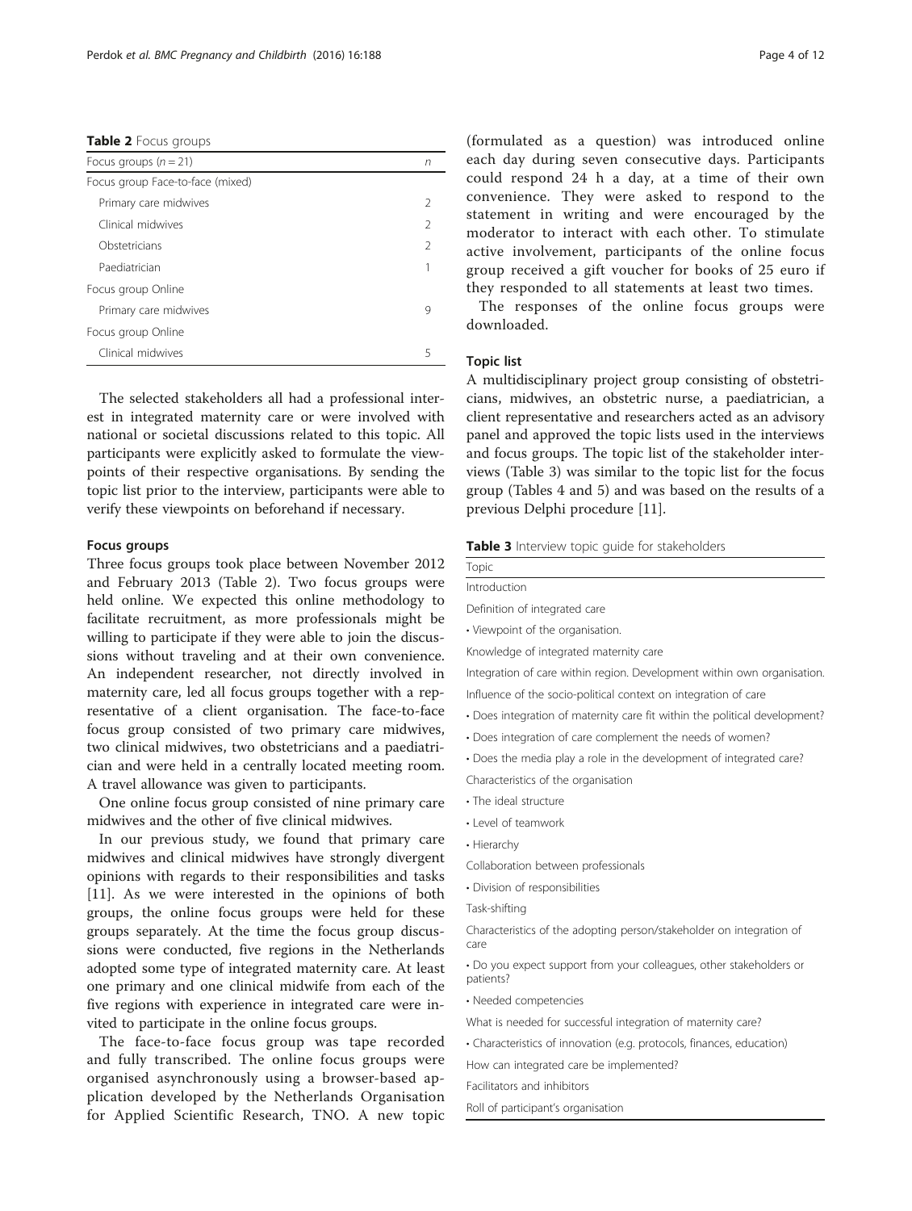**Table 2** Focus groups

| Focus groups ($n = 21$) | n |
| --- | --- |
| Focus group Face-to-face (mixed) | |
| Primary care midwives | 2 |
| Clinical midwives | 2 |
| Obstetricians | 2 |
| Paediatrician | 1 |
| Focus group Online | |
| Primary care midwives | 9 |
| Focus group Online | |
| Clinical midwives | 5 |

The selected stakeholders all had a professional interest in integrated maternity care or were involved with national or societal discussions related to this topic. All participants were explicitly asked to formulate the viewpoints of their respective organisations. By sending the topic list prior to the interview, participants were able to verify these viewpoints on beforehand if necessary.

### Focus groups

Three focus groups took place between November 2012 and February 2013 (Table 2). Two focus groups were held online. We expected this online methodology to facilitate recruitment, as more professionals might be willing to participate if they were able to join the discussions without traveling and at their own convenience. An independent researcher, not directly involved in maternity care, led all focus groups together with a representative of a client organisation. The face-to-face focus group consisted of two primary care midwives, two clinical midwives, two obstetricians and a paediatrician and were held in a centrally located meeting room. A travel allowance was given to participants.

One online focus group consisted of nine primary care midwives and the other of five clinical midwives.

In our previous study, we found that primary care midwives and clinical midwives have strongly divergent opinions with regards to their responsibilities and tasks [11]. As we were interested in the opinions of both groups, the online focus groups were held for these groups separately. At the time the focus group discussions were conducted, five regions in the Netherlands adopted some type of integrated maternity care. At least one primary and one clinical midwife from each of the five regions with experience in integrated care were invited to participate in the online focus groups.

The face-to-face focus group was tape recorded and fully transcribed. The online focus groups were organised asynchronously using a browser-based application developed by the Netherlands Organisation for Applied Scientific Research, TNO. A new topic (formulated as a question) was introduced online each day during seven consecutive days. Participants could respond 24 h a day, at a time of their own convenience. They were asked to respond to the statement in writing and were encouraged by the moderator to interact with each other. To stimulate active involvement, participants of the online focus group received a gift voucher for books of 25 euro if they responded to all statements at least two times.

The responses of the online focus groups were downloaded.

### Topic list

A multidisciplinary project group consisting of obstetricians, midwives, an obstetric nurse, a paediatrician, a client representative and researchers acted as an advisory panel and approved the topic lists used in the interviews and focus groups. The topic list of the stakeholder interviews (Table 3) was similar to the topic list for the focus group (Tables 4 and 5) and was based on the results of a previous Delphi procedure [11].

**Table 3** Interview topic guide for stakeholders

| Topic |
| --- |
| Introduction |
| Definition of integrated care |
| • Viewpoint of the organisation. |
| Knowledge of integrated maternity care |
| Integration of care within region. Development within own organisation. |
| Influence of the socio-political context on integration of care |
| • Does integration of maternity care fit within the political development? |
| • Does integration of care complement the needs of women? |
| • Does the media play a role in the development of integrated care? |
| Characteristics of the organisation |
| • The ideal structure |
| • Level of teamwork |
| • Hierarchy |
| Collaboration between professionals |
| • Division of responsibilities |
| Task-shifting |
| Characteristics of the adopting person/stakeholder on integration of care |
| • Do you expect support from your colleagues, other stakeholders or patients? |
| • Needed competencies |
| What is needed for successful integration of maternity care? |
| • Characteristics of innovation (e.g. protocols, finances, education) |
| How can integrated care be implemented? |
| Facilitators and inhibitors |
| Roll of participant's organisation |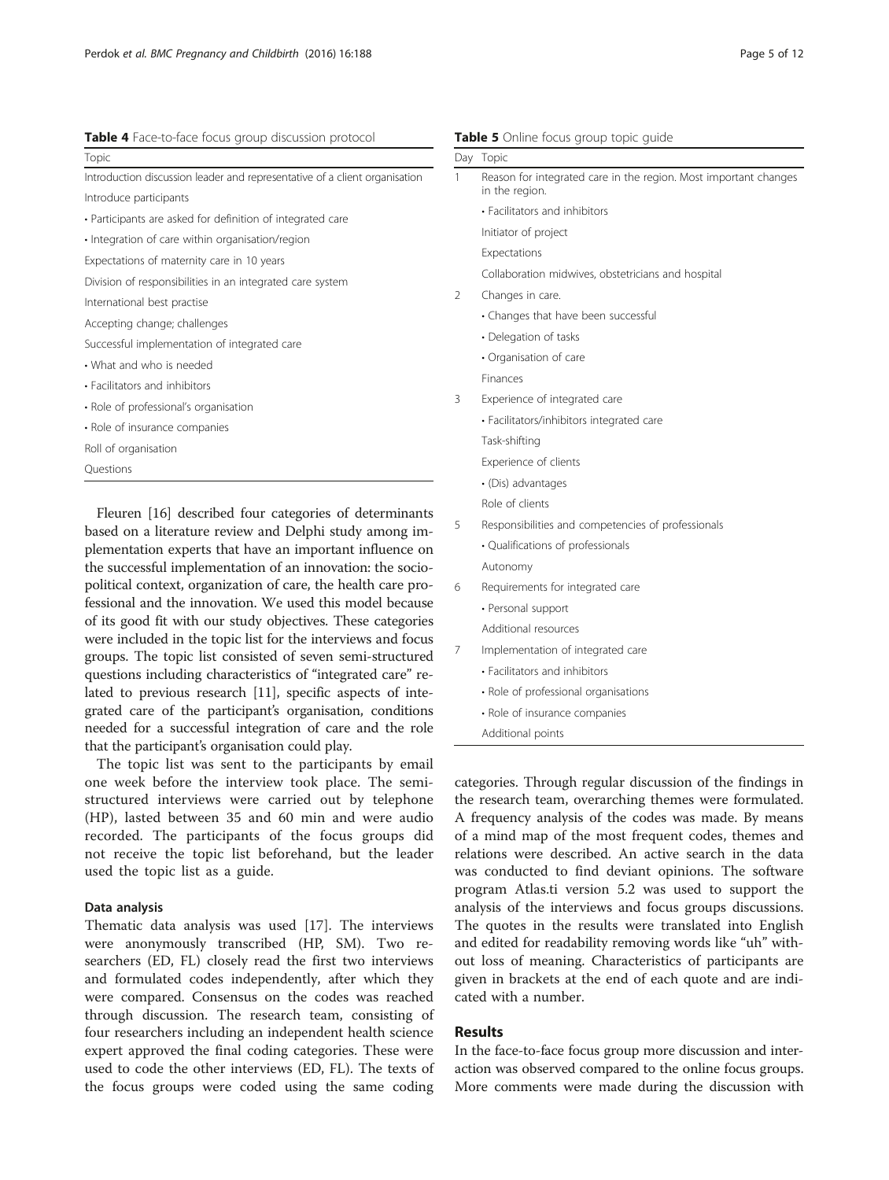**Table 4** Face-to-face focus group discussion protocol

| Topic |
|---|
| Introduction discussion leader and representative of a client organisation |
| Introduce participants |
| • Participants are asked for definition of integrated care |
| • Integration of care within organisation/region |
| Expectations of maternity care in 10 years |
| Division of responsibilities in an integrated care system |
| International best practise |
| Accepting change; challenges |
| Successful implementation of integrated care |
| • What and who is needed |
| • Facilitators and inhibitors |
| • Role of professional's organisation |
| • Role of insurance companies |
| Roll of organisation |
| Questions |

Fleuren [16] described four categories of determinants based on a literature review and Delphi study among implementation experts that have an important influence on the successful implementation of an innovation: the socio-political context, organization of care, the health care professional and the innovation. We used this model because of its good fit with our study objectives. These categories were included in the topic list for the interviews and focus groups. The topic list consisted of seven semi-structured questions including characteristics of "integrated care" related to previous research [11], specific aspects of integrated care of the participant's organisation, conditions needed for a successful integration of care and the role that the participant's organisation could play.

The topic list was sent to the participants by email one week before the interview took place. The semi-structured interviews were carried out by telephone (HP), lasted between 35 and 60 min and were audio recorded. The participants of the focus groups did not receive the topic list beforehand, but the leader used the topic list as a guide.

#### Data analysis

Thematic data analysis was used [17]. The interviews were anonymously transcribed (HP, SM). Two researchers (ED, FL) closely read the first two interviews and formulated codes independently, after which they were compared. Consensus on the codes was reached through discussion. The research team, consisting of four researchers including an independent health science expert approved the final coding categories. These were used to code the other interviews (ED, FL). The texts of the focus groups were coded using the same coding categories. Through regular discussion of the findings in the research team, overarching themes were formulated. A frequency analysis of the codes was made. By means of a mind map of the most frequent codes, themes and relations were described. An active search in the data was conducted to find deviant opinions. The software program Atlas.ti version 5.2 was used to support the analysis of the interviews and focus groups discussions. The quotes in the results were translated into English and edited for readability removing words like "uh" without loss of meaning. Characteristics of participants are given in brackets at the end of each quote and are indicated with a number.

**Table 5** Online focus group topic guide

| Day | Topic |
|---|---|
| 1 | Reason for integrated care in the region. Most important changes in the region. |
| | • Facilitators and inhibitors |
| | Initiator of project |
| | Expectations |
| | Collaboration midwives, obstetricians and hospital |
| 2 | Changes in care. |
| | • Changes that have been successful |
| | • Delegation of tasks |
| | • Organisation of care |
| | Finances |
| 3 | Experience of integrated care |
| | • Facilitators/inhibitors integrated care |
| | Task-shifting |
| | Experience of clients |
| | • (Dis) advantages |
| | Role of clients |
| 5 | Responsibilities and competencies of professionals |
| | • Qualifications of professionals |
| | Autonomy |
| 6 | Requirements for integrated care |
| | • Personal support |
| | Additional resources |
| 7 | Implementation of integrated care |
| | • Facilitators and inhibitors |
| | • Role of professional organisations |
| | • Role of insurance companies |
| | Additional points |

## Results

In the face-to-face focus group more discussion and interaction was observed compared to the online focus groups. More comments were made during the discussion with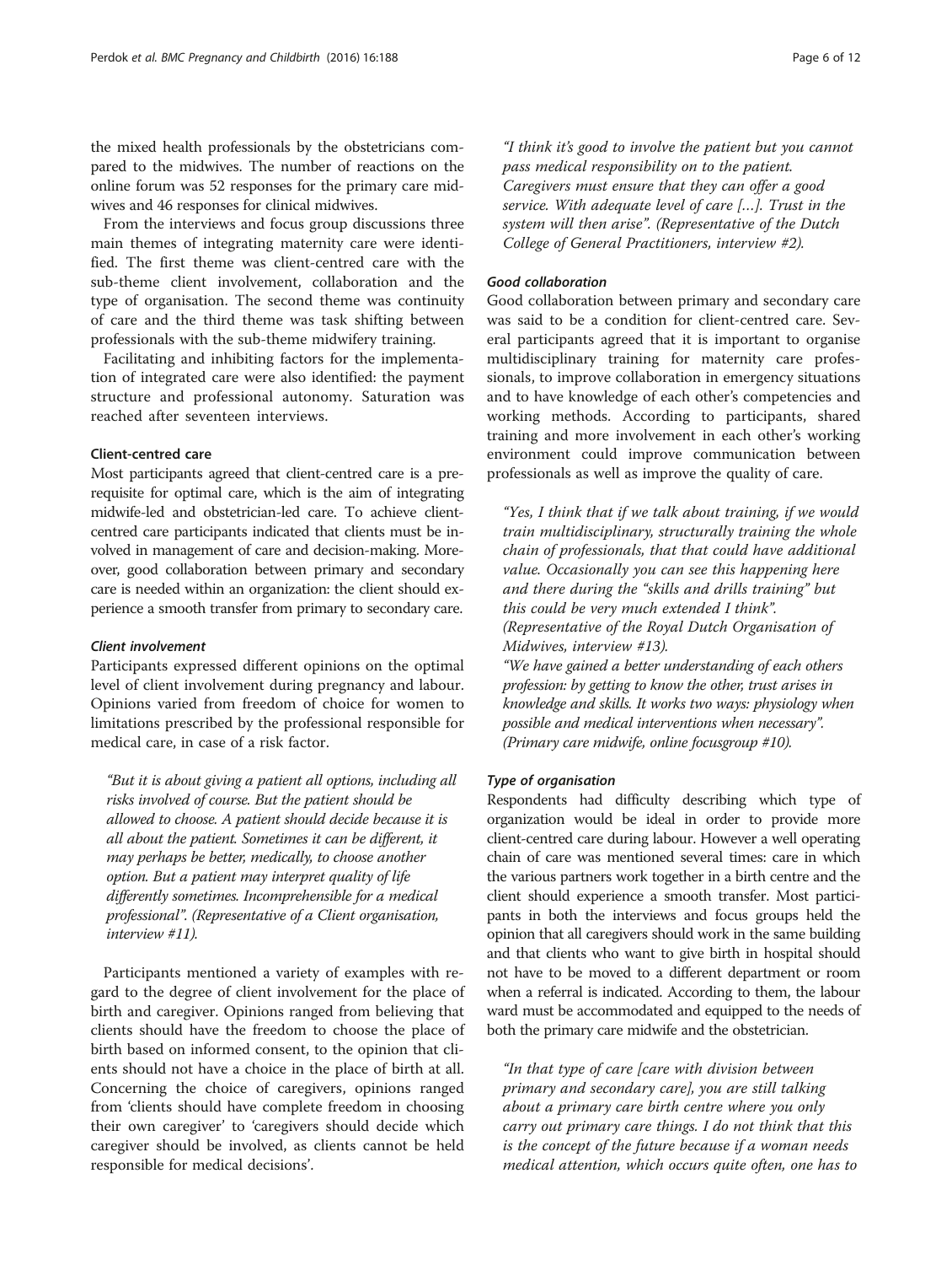the mixed health professionals by the obstetricians compared to the midwives. The number of reactions on the online forum was 52 responses for the primary care midwives and 46 responses for clinical midwives.

From the interviews and focus group discussions three main themes of integrating maternity care were identified. The first theme was client-centred care with the sub-theme client involvement, collaboration and the type of organisation. The second theme was continuity of care and the third theme was task shifting between professionals with the sub-theme midwifery training.

Facilitating and inhibiting factors for the implementation of integrated care were also identified: the payment structure and professional autonomy. Saturation was reached after seventeen interviews.

### Client-centred care

Most participants agreed that client-centred care is a prerequisite for optimal care, which is the aim of integrating midwife-led and obstetrician-led care. To achieve client-centred care participants indicated that clients must be involved in management of care and decision-making. Moreover, good collaboration between primary and secondary care is needed within an organization: the client should experience a smooth transfer from primary to secondary care.

#### *Client involvement*

Participants expressed different opinions on the optimal level of client involvement during pregnancy and labour. Opinions varied from freedom of choice for women to limitations prescribed by the professional responsible for medical care, in case of a risk factor.

> *"But it is about giving a patient all options, including all risks involved of course. But the patient should be allowed to choose. A patient should decide because it is all about the patient. Sometimes it can be different, it may perhaps be better, medically, to choose another option. But a patient may interpret quality of life differently sometimes. Incomprehensible for a medical professional". (Representative of a Client organisation, interview #11).*

Participants mentioned a variety of examples with regard to the degree of client involvement for the place of birth and caregiver. Opinions ranged from believing that clients should have the freedom to choose the place of birth based on informed consent, to the opinion that clients should not have a choice in the place of birth at all. Concerning the choice of caregivers, opinions ranged from 'clients should have complete freedom in choosing their own caregiver' to 'caregivers should decide which caregiver should be involved, as clients cannot be held responsible for medical decisions'.

> *"I think it's good to involve the patient but you cannot pass medical responsibility on to the patient. Caregivers must ensure that they can offer a good service. With adequate level of care […]. Trust in the system will then arise". (Representative of the Dutch College of General Practitioners, interview #2).*

#### *Good collaboration*

Good collaboration between primary and secondary care was said to be a condition for client-centred care. Several participants agreed that it is important to organise multidisciplinary training for maternity care professionals, to improve collaboration in emergency situations and to have knowledge of each other's competencies and working methods. According to participants, shared training and more involvement in each other's working environment could improve communication between professionals as well as improve the quality of care.

> *"Yes, I think that if we talk about training, if we would train multidisciplinary, structurally training the whole chain of professionals, that that could have additional value. Occasionally you can see this happening here and there during the "skills and drills training" but this could be very much extended I think". (Representative of the Royal Dutch Organisation of Midwives, interview #13).*
>
> *"We have gained a better understanding of each others profession: by getting to know the other, trust arises in knowledge and skills. It works two ways: physiology when possible and medical interventions when necessary". (Primary care midwife, online focusgroup #10).*

#### *Type of organisation*

Respondents had difficulty describing which type of organization would be ideal in order to provide more client-centred care during labour. However a well operating chain of care was mentioned several times: care in which the various partners work together in a birth centre and the client should experience a smooth transfer. Most participants in both the interviews and focus groups held the opinion that all caregivers should work in the same building and that clients who want to give birth in hospital should not have to be moved to a different department or room when a referral is indicated. According to them, the labour ward must be accommodated and equipped to the needs of both the primary care midwife and the obstetrician.

> *"In that type of care [care with division between primary and secondary care], you are still talking about a primary care birth centre where you only carry out primary care things. I do not think that this is the concept of the future because if a woman needs medical attention, which occurs quite often, one has to*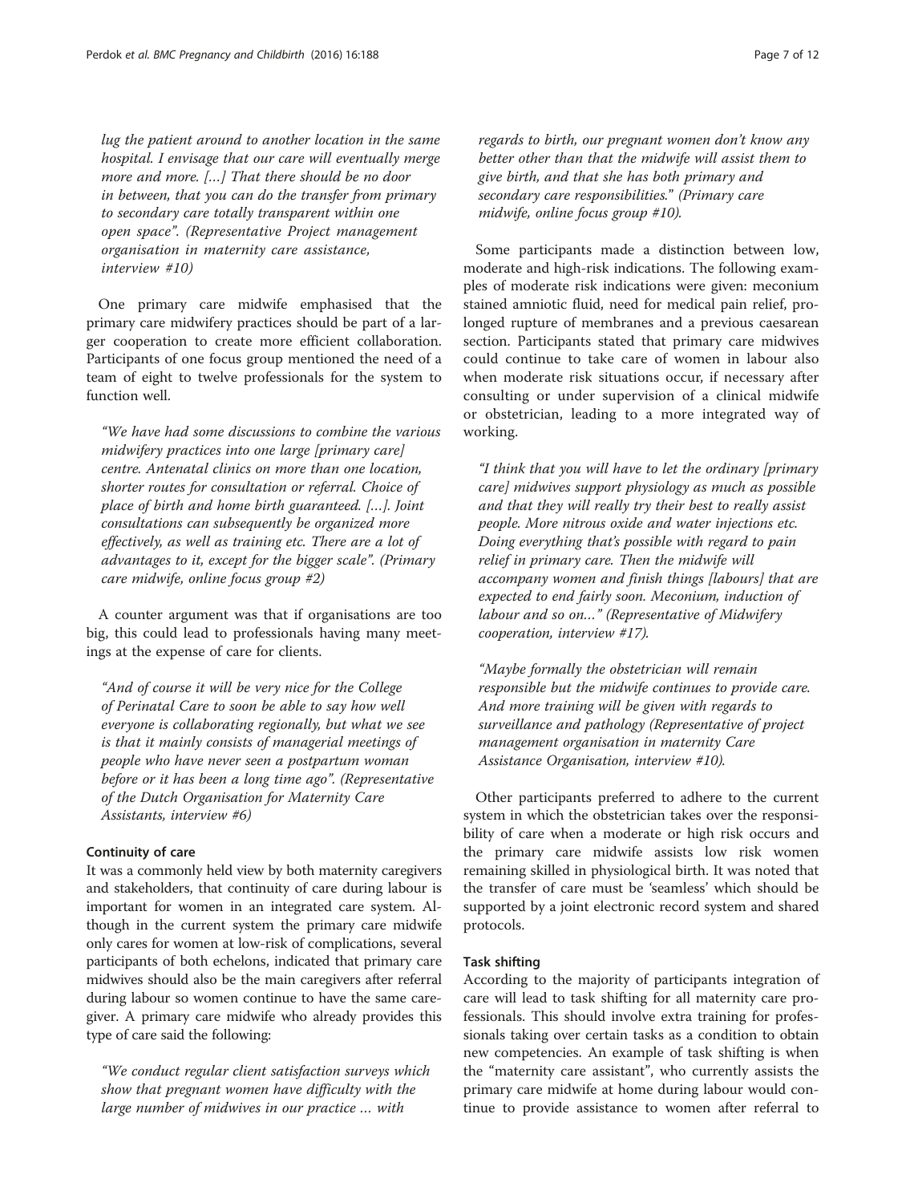*lug the patient around to another location in the same hospital. I envisage that our care will eventually merge more and more. […] That there should be no door in between, that you can do the transfer from primary to secondary care totally transparent within one open space". (Representative Project management organisation in maternity care assistance, interview #10)*

One primary care midwife emphasised that the primary care midwifery practices should be part of a larger cooperation to create more efficient collaboration. Participants of one focus group mentioned the need of a team of eight to twelve professionals for the system to function well.

*"We have had some discussions to combine the various midwifery practices into one large [primary care] centre. Antenatal clinics on more than one location, shorter routes for consultation or referral. Choice of place of birth and home birth guaranteed. […]. Joint consultations can subsequently be organized more effectively, as well as training etc. There are a lot of advantages to it, except for the bigger scale". (Primary care midwife, online focus group #2)*

A counter argument was that if organisations are too big, this could lead to professionals having many meetings at the expense of care for clients.

*"And of course it will be very nice for the College of Perinatal Care to soon be able to say how well everyone is collaborating regionally, but what we see is that it mainly consists of managerial meetings of people who have never seen a postpartum woman before or it has been a long time ago". (Representative of the Dutch Organisation for Maternity Care Assistants, interview #6)*

### Continuity of care

It was a commonly held view by both maternity caregivers and stakeholders, that continuity of care during labour is important for women in an integrated care system. Although in the current system the primary care midwife only cares for women at low-risk of complications, several participants of both echelons, indicated that primary care midwives should also be the main caregivers after referral during labour so women continue to have the same caregiver. A primary care midwife who already provides this type of care said the following:

*"We conduct regular client satisfaction surveys which show that pregnant women have difficulty with the large number of midwives in our practice … with regards to birth, our pregnant women don't know any better other than that the midwife will assist them to give birth, and that she has both primary and secondary care responsibilities." (Primary care midwife, online focus group #10).*

Some participants made a distinction between low, moderate and high-risk indications. The following examples of moderate risk indications were given: meconium stained amniotic fluid, need for medical pain relief, prolonged rupture of membranes and a previous caesarean section. Participants stated that primary care midwives could continue to take care of women in labour also when moderate risk situations occur, if necessary after consulting or under supervision of a clinical midwife or obstetrician, leading to a more integrated way of working.

*"I think that you will have to let the ordinary [primary care] midwives support physiology as much as possible and that they will really try their best to really assist people. More nitrous oxide and water injections etc. Doing everything that's possible with regard to pain relief in primary care. Then the midwife will accompany women and finish things [labours] that are expected to end fairly soon. Meconium, induction of labour and so on…" (Representative of Midwifery cooperation, interview #17).*

*"Maybe formally the obstetrician will remain responsible but the midwife continues to provide care. And more training will be given with regards to surveillance and pathology (Representative of project management organisation in maternity Care Assistance Organisation, interview #10).*

Other participants preferred to adhere to the current system in which the obstetrician takes over the responsibility of care when a moderate or high risk occurs and the primary care midwife assists low risk women remaining skilled in physiological birth. It was noted that the transfer of care must be 'seamless' which should be supported by a joint electronic record system and shared protocols.

### Task shifting

According to the majority of participants integration of care will lead to task shifting for all maternity care professionals. This should involve extra training for professionals taking over certain tasks as a condition to obtain new competencies. An example of task shifting is when the "maternity care assistant", who currently assists the primary care midwife at home during labour would continue to provide assistance to women after referral to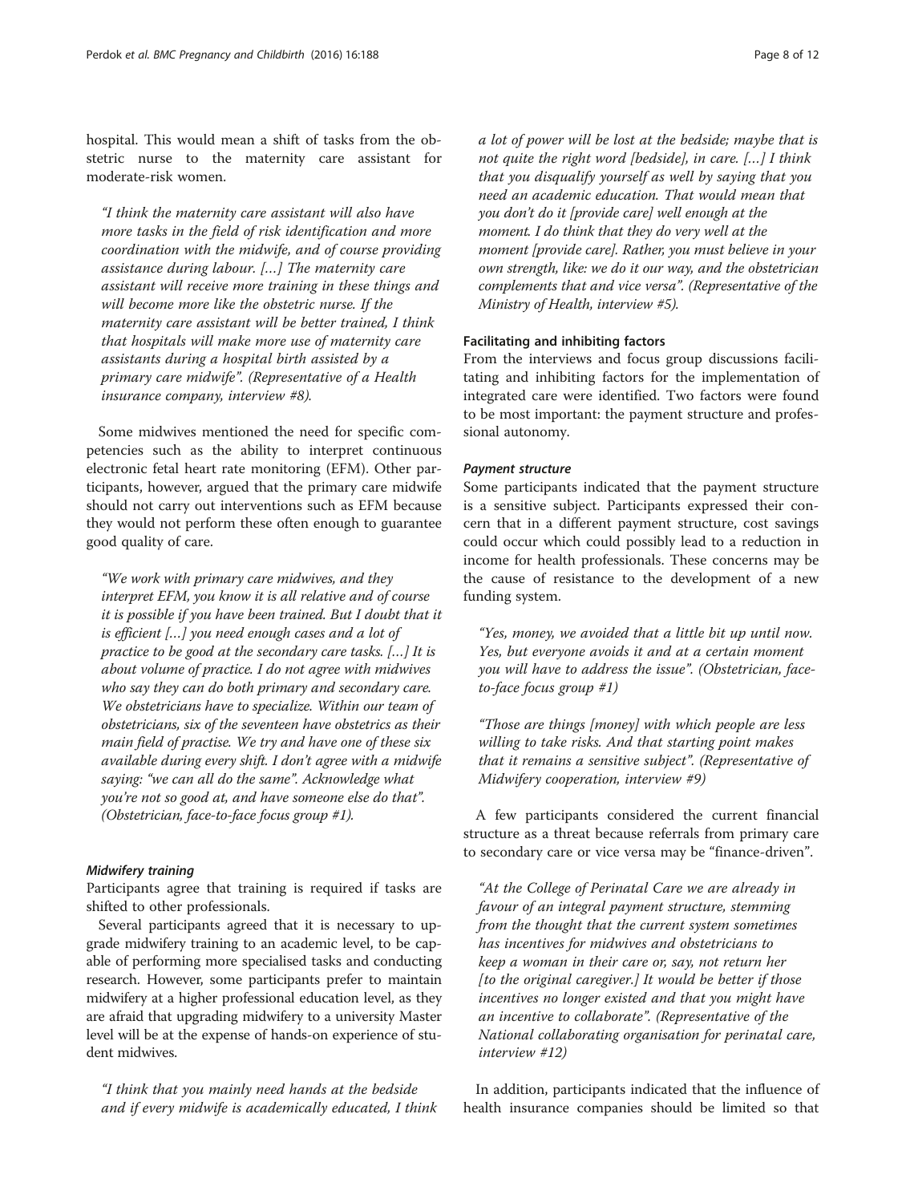hospital. This would mean a shift of tasks from the obstetric nurse to the maternity care assistant for moderate-risk women.

> *"I think the maternity care assistant will also have more tasks in the field of risk identification and more coordination with the midwife, and of course providing assistance during labour. […] The maternity care assistant will receive more training in these things and will become more like the obstetric nurse. If the maternity care assistant will be better trained, I think that hospitals will make more use of maternity care assistants during a hospital birth assisted by a primary care midwife". (Representative of a Health insurance company, interview #8).*

Some midwives mentioned the need for specific competencies such as the ability to interpret continuous electronic fetal heart rate monitoring (EFM). Other participants, however, argued that the primary care midwife should not carry out interventions such as EFM because they would not perform these often enough to guarantee good quality of care.

> *"We work with primary care midwives, and they interpret EFM, you know it is all relative and of course it is possible if you have been trained. But I doubt that it is efficient […] you need enough cases and a lot of practice to be good at the secondary care tasks. […] It is about volume of practice. I do not agree with midwives who say they can do both primary and secondary care. We obstetricians have to specialize. Within our team of obstetricians, six of the seventeen have obstetrics as their main field of practise. We try and have one of these six available during every shift. I don't agree with a midwife saying: "we can all do the same". Acknowledge what you're not so good at, and have someone else do that". (Obstetrician, face-to-face focus group #1).*

#### *Midwifery training*

Participants agree that training is required if tasks are shifted to other professionals.

Several participants agreed that it is necessary to upgrade midwifery training to an academic level, to be capable of performing more specialised tasks and conducting research. However, some participants prefer to maintain midwifery at a higher professional education level, as they are afraid that upgrading midwifery to a university Master level will be at the expense of hands-on experience of student midwives.

> *"I think that you mainly need hands at the bedside and if every midwife is academically educated, I think a lot of power will be lost at the bedside; maybe that is not quite the right word [bedside], in care. […] I think that you disqualify yourself as well by saying that you need an academic education. That would mean that you don't do it [provide care] well enough at the moment. I do think that they do very well at the moment [provide care]. Rather, you must believe in your own strength, like: we do it our way, and the obstetrician complements that and vice versa". (Representative of the Ministry of Health, interview #5).*

### Facilitating and inhibiting factors

From the interviews and focus group discussions facilitating and inhibiting factors for the implementation of integrated care were identified. Two factors were found to be most important: the payment structure and professional autonomy.

#### *Payment structure*

Some participants indicated that the payment structure is a sensitive subject. Participants expressed their concern that in a different payment structure, cost savings could occur which could possibly lead to a reduction in income for health professionals. These concerns may be the cause of resistance to the development of a new funding system.

> *"Yes, money, we avoided that a little bit up until now. Yes, but everyone avoids it and at a certain moment you will have to address the issue". (Obstetrician, face-to-face focus group #1)*

> *"Those are things [money] with which people are less willing to take risks. And that starting point makes that it remains a sensitive subject". (Representative of Midwifery cooperation, interview #9)*

A few participants considered the current financial structure as a threat because referrals from primary care to secondary care or vice versa may be "finance-driven".

> *"At the College of Perinatal Care we are already in favour of an integral payment structure, stemming from the thought that the current system sometimes has incentives for midwives and obstetricians to keep a woman in their care or, say, not return her [to the original caregiver.] It would be better if those incentives no longer existed and that you might have an incentive to collaborate". (Representative of the National collaborating organisation for perinatal care, interview #12)*

In addition, participants indicated that the influence of health insurance companies should be limited so that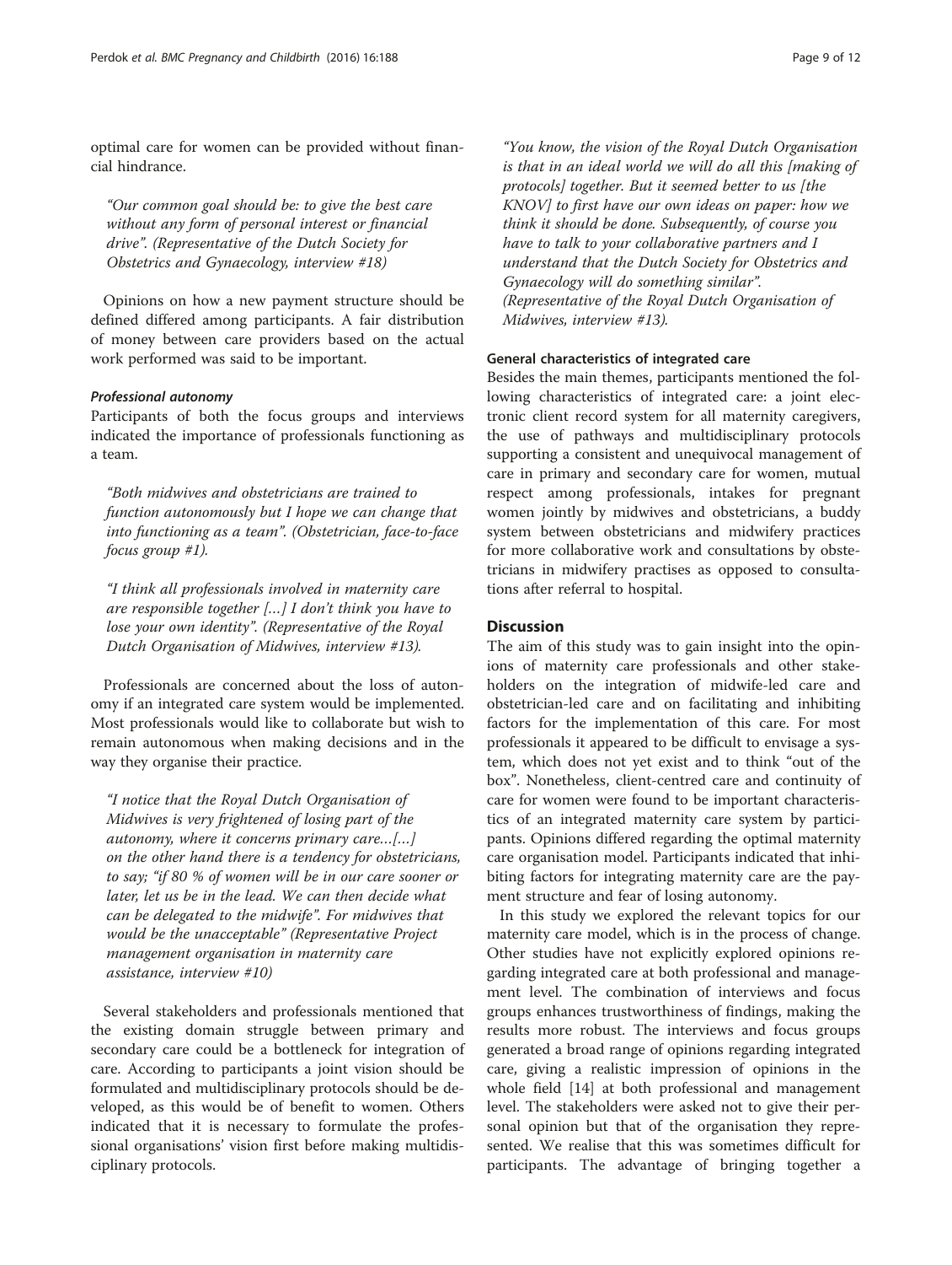optimal care for women can be provided without financial hindrance.

> "Our common goal should be: to give the best care without any form of personal interest or financial drive". (Representative of the Dutch Society for Obstetrics and Gynaecology, interview #18)

Opinions on how a new payment structure should be defined differed among participants. A fair distribution of money between care providers based on the actual work performed was said to be important.

#### *Professional autonomy*

Participants of both the focus groups and interviews indicated the importance of professionals functioning as a team.

> "Both midwives and obstetricians are trained to function autonomously but I hope we can change that into functioning as a team". (Obstetrician, face-to-face focus group #1).

> "I think all professionals involved in maternity care are responsible together [...] I don't think you have to lose your own identity". (Representative of the Royal Dutch Organisation of Midwives, interview #13).

Professionals are concerned about the loss of autonomy if an integrated care system would be implemented. Most professionals would like to collaborate but wish to remain autonomous when making decisions and in the way they organise their practice.

> "I notice that the Royal Dutch Organisation of Midwives is very frightened of losing part of the autonomy, where it concerns primary care...[...] on the other hand there is a tendency for obstetricians, to say; "if 80 % of women will be in our care sooner or later, let us be in the lead. We can then decide what can be delegated to the midwife". For midwives that would be the unacceptable" (Representative Project management organisation in maternity care assistance, interview #10)

Several stakeholders and professionals mentioned that the existing domain struggle between primary and secondary care could be a bottleneck for integration of care. According to participants a joint vision should be formulated and multidisciplinary protocols should be developed, as this would be of benefit to women. Others indicated that it is necessary to formulate the professional organisations' vision first before making multidisciplinary protocols.

> "You know, the vision of the Royal Dutch Organisation is that in an ideal world we will do all this [making of protocols] together. But it seemed better to us [the KNOV] to first have our own ideas on paper: how we think it should be done. Subsequently, of course you have to talk to your collaborative partners and I understand that the Dutch Society for Obstetrics and Gynaecology will do something similar". (Representative of the Royal Dutch Organisation of Midwives, interview #13).

### General characteristics of integrated care

Besides the main themes, participants mentioned the following characteristics of integrated care: a joint electronic client record system for all maternity caregivers, the use of pathways and multidisciplinary protocols supporting a consistent and unequivocal management of care in primary and secondary care for women, mutual respect among professionals, intakes for pregnant women jointly by midwives and obstetricians, a buddy system between obstetricians and midwifery practices for more collaborative work and consultations by obstetricians in midwifery practises as opposed to consultations after referral to hospital.

## Discussion

The aim of this study was to gain insight into the opinions of maternity care professionals and other stakeholders on the integration of midwife-led care and obstetrician-led care and on facilitating and inhibiting factors for the implementation of this care. For most professionals it appeared to be difficult to envisage a system, which does not yet exist and to think "out of the box". Nonetheless, client-centred care and continuity of care for women were found to be important characteristics of an integrated maternity care system by participants. Opinions differed regarding the optimal maternity care organisation model. Participants indicated that inhibiting factors for integrating maternity care are the payment structure and fear of losing autonomy.

In this study we explored the relevant topics for our maternity care model, which is in the process of change. Other studies have not explicitly explored opinions regarding integrated care at both professional and management level. The combination of interviews and focus groups enhances trustworthiness of findings, making the results more robust. The interviews and focus groups generated a broad range of opinions regarding integrated care, giving a realistic impression of opinions in the whole field [14] at both professional and management level. The stakeholders were asked not to give their personal opinion but that of the organisation they represented. We realise that this was sometimes difficult for participants. The advantage of bringing together a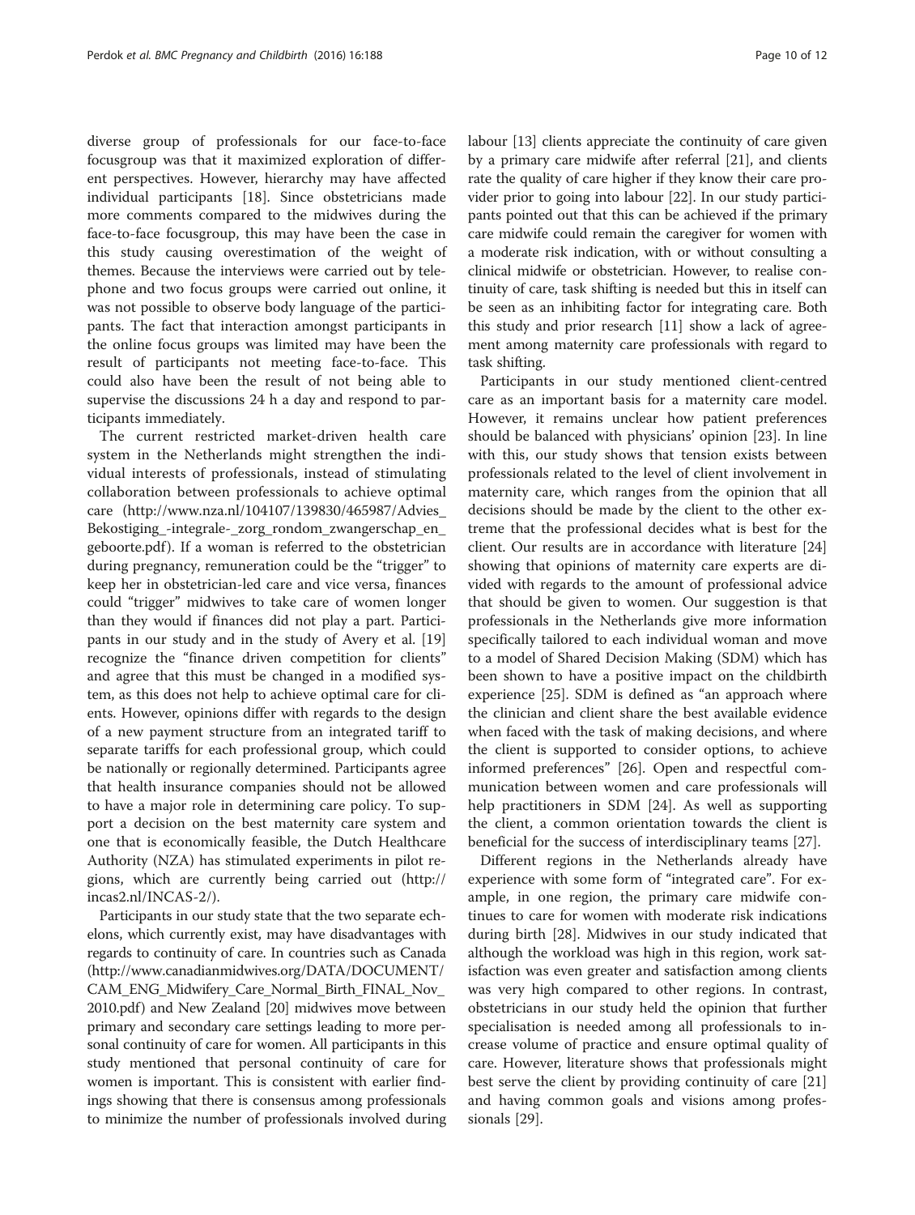diverse group of professionals for our face-to-face focusgroup was that it maximized exploration of different perspectives. However, hierarchy may have affected individual participants [18]. Since obstetricians made more comments compared to the midwives during the face-to-face focusgroup, this may have been the case in this study causing overestimation of the weight of themes. Because the interviews were carried out by telephone and two focus groups were carried out online, it was not possible to observe body language of the participants. The fact that interaction amongst participants in the online focus groups was limited may have been the result of participants not meeting face-to-face. This could also have been the result of not being able to supervise the discussions 24 h a day and respond to participants immediately.

The current restricted market-driven health care system in the Netherlands might strengthen the individual interests of professionals, instead of stimulating collaboration between professionals to achieve optimal care (http://www.nza.nl/104107/139830/465987/Advies_Bekostiging_-integrale-_zorg_rondom_zwangerschap_en_geboorte.pdf). If a woman is referred to the obstetrician during pregnancy, remuneration could be the "trigger" to keep her in obstetrician-led care and vice versa, finances could "trigger" midwives to take care of women longer than they would if finances did not play a part. Participants in our study and in the study of Avery et al. [19] recognize the "finance driven competition for clients" and agree that this must be changed in a modified system, as this does not help to achieve optimal care for clients. However, opinions differ with regards to the design of a new payment structure from an integrated tariff to separate tariffs for each professional group, which could be nationally or regionally determined. Participants agree that health insurance companies should not be allowed to have a major role in determining care policy. To support a decision on the best maternity care system and one that is economically feasible, the Dutch Healthcare Authority (NZA) has stimulated experiments in pilot regions, which are currently being carried out (http://incas2.nl/INCAS-2/).

Participants in our study state that the two separate echelons, which currently exist, may have disadvantages with regards to continuity of care. In countries such as Canada (http://www.canadianmidwives.org/DATA/DOCUMENT/CAM_ENG_Midwifery_Care_Normal_Birth_FINAL_Nov_2010.pdf) and New Zealand [20] midwives move between primary and secondary care settings leading to more personal continuity of care for women. All participants in this study mentioned that personal continuity of care for women is important. This is consistent with earlier findings showing that there is consensus among professionals to minimize the number of professionals involved during labour [13] clients appreciate the continuity of care given by a primary care midwife after referral [21], and clients rate the quality of care higher if they know their care provider prior to going into labour [22]. In our study participants pointed out that this can be achieved if the primary care midwife could remain the caregiver for women with a moderate risk indication, with or without consulting a clinical midwife or obstetrician. However, to realise continuity of care, task shifting is needed but this in itself can be seen as an inhibiting factor for integrating care. Both this study and prior research [11] show a lack of agreement among maternity care professionals with regard to task shifting.

Participants in our study mentioned client-centred care as an important basis for a maternity care model. However, it remains unclear how patient preferences should be balanced with physicians' opinion [23]. In line with this, our study shows that tension exists between professionals related to the level of client involvement in maternity care, which ranges from the opinion that all decisions should be made by the client to the other extreme that the professional decides what is best for the client. Our results are in accordance with literature [24] showing that opinions of maternity care experts are divided with regards to the amount of professional advice that should be given to women. Our suggestion is that professionals in the Netherlands give more information specifically tailored to each individual woman and move to a model of Shared Decision Making (SDM) which has been shown to have a positive impact on the childbirth experience [25]. SDM is defined as "an approach where the clinician and client share the best available evidence when faced with the task of making decisions, and where the client is supported to consider options, to achieve informed preferences" [26]. Open and respectful communication between women and care professionals will help practitioners in SDM [24]. As well as supporting the client, a common orientation towards the client is beneficial for the success of interdisciplinary teams [27].

Different regions in the Netherlands already have experience with some form of "integrated care". For example, in one region, the primary care midwife continues to care for women with moderate risk indications during birth [28]. Midwives in our study indicated that although the workload was high in this region, work satisfaction was even greater and satisfaction among clients was very high compared to other regions. In contrast, obstetricians in our study held the opinion that further specialisation is needed among all professionals to increase volume of practice and ensure optimal quality of care. However, literature shows that professionals might best serve the client by providing continuity of care [21] and having common goals and visions among professionals [29].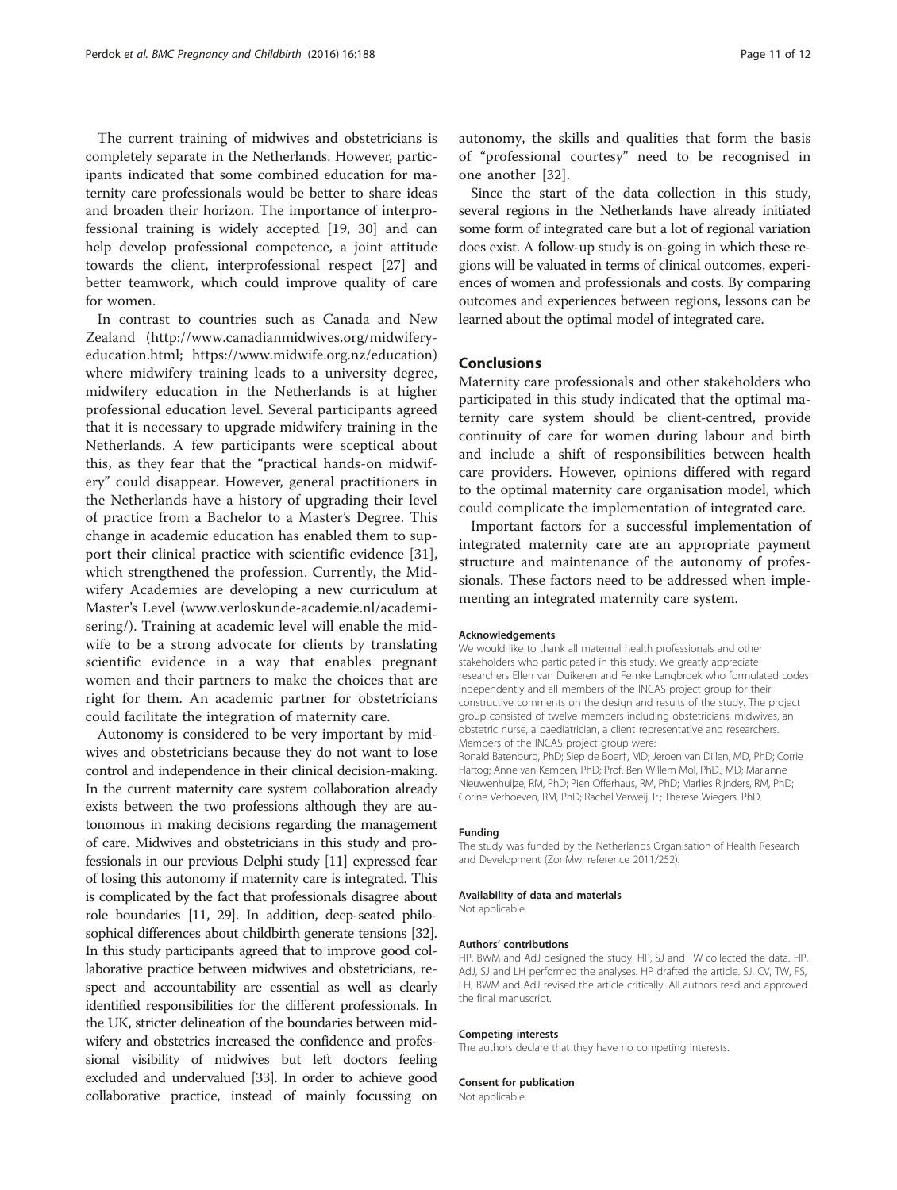The current training of midwives and obstetricians is completely separate in the Netherlands. However, participants indicated that some combined education for maternity care professionals would be better to share ideas and broaden their horizon. The importance of interprofessional training is widely accepted [19, 30] and can help develop professional competence, a joint attitude towards the client, interprofessional respect [27] and better teamwork, which could improve quality of care for women.

In contrast to countries such as Canada and New Zealand (http://www.canadianmidwives.org/midwifery-education.html; https://www.midwife.org.nz/education) where midwifery training leads to a university degree, midwifery education in the Netherlands is at higher professional education level. Several participants agreed that it is necessary to upgrade midwifery training in the Netherlands. A few participants were sceptical about this, as they fear that the "practical hands-on midwifery" could disappear. However, general practitioners in the Netherlands have a history of upgrading their level of practice from a Bachelor to a Master's Degree. This change in academic education has enabled them to support their clinical practice with scientific evidence [31], which strengthened the profession. Currently, the Midwifery Academies are developing a new curriculum at Master's Level (www.verloskunde-academie.nl/academisering/). Training at academic level will enable the midwife to be a strong advocate for clients by translating scientific evidence in a way that enables pregnant women and their partners to make the choices that are right for them. An academic partner for obstetricians could facilitate the integration of maternity care.

Autonomy is considered to be very important by midwives and obstetricians because they do not want to lose control and independence in their clinical decision-making. In the current maternity care system collaboration already exists between the two professions although they are autonomous in making decisions regarding the management of care. Midwives and obstetricians in this study and professionals in our previous Delphi study [11] expressed fear of losing this autonomy if maternity care is integrated. This is complicated by the fact that professionals disagree about role boundaries [11, 29]. In addition, deep-seated philosophical differences about childbirth generate tensions [32]. In this study participants agreed that to improve good collaborative practice between midwives and obstetricians, respect and accountability are essential as well as clearly identified responsibilities for the different professionals. In the UK, stricter delineation of the boundaries between midwifery and obstetrics increased the confidence and professional visibility of midwives but left doctors feeling excluded and undervalued [33]. In order to achieve good collaborative practice, instead of mainly focussing on autonomy, the skills and qualities that form the basis of "professional courtesy" need to be recognised in one another [32].

Since the start of the data collection in this study, several regions in the Netherlands have already initiated some form of integrated care but a lot of regional variation does exist. A follow-up study is on-going in which these regions will be valuated in terms of clinical outcomes, experiences of women and professionals and costs. By comparing outcomes and experiences between regions, lessons can be learned about the optimal model of integrated care.

## Conclusions

Maternity care professionals and other stakeholders who participated in this study indicated that the optimal maternity care system should be client-centred, provide continuity of care for women during labour and birth and include a shift of responsibilities between health care providers. However, opinions differed with regard to the optimal maternity care organisation model, which could complicate the implementation of integrated care.

Important factors for a successful implementation of integrated maternity care are an appropriate payment structure and maintenance of the autonomy of professionals. These factors need to be addressed when implementing an integrated maternity care system.

#### Acknowledgements

We would like to thank all maternal health professionals and other stakeholders who participated in this study. We greatly appreciate researchers Ellen van Duikeren and Femke Langbroek who formulated codes independently and all members of the INCAS project group for their constructive comments on the design and results of the study. The project group consisted of twelve members including obstetricians, midwives, an obstetric nurse, a paediatrician, a client representative and researchers. Members of the INCAS project group were:
Ronald Batenburg, PhD; Siep de Boer†, MD; Jeroen van Dillen, MD, PhD; Corrie Hartog; Anne van Kempen, PhD; Prof. Ben Willem Mol, PhD., MD; Marianne Nieuwenhuijze, RM, PhD; Pien Offerhaus, RM, PhD; Marlies Rijnders, RM, PhD; Corine Verhoeven, RM, PhD; Rachel Verweij, Ir.; Therese Wiegers, PhD.

#### Funding

The study was funded by the Netherlands Organisation of Health Research and Development (ZonMw, reference 2011/252).

#### Availability of data and materials

Not applicable.

#### Authors' contributions

HP, BWM and AdJ designed the study. HP, SJ and TW collected the data. HP, AdJ, SJ and LH performed the analyses. HP drafted the article. SJ, CV, TW, FS, LH, BWM and AdJ revised the article critically. All authors read and approved the final manuscript.

#### Competing interests

The authors declare that they have no competing interests.

#### Consent for publication

Not applicable.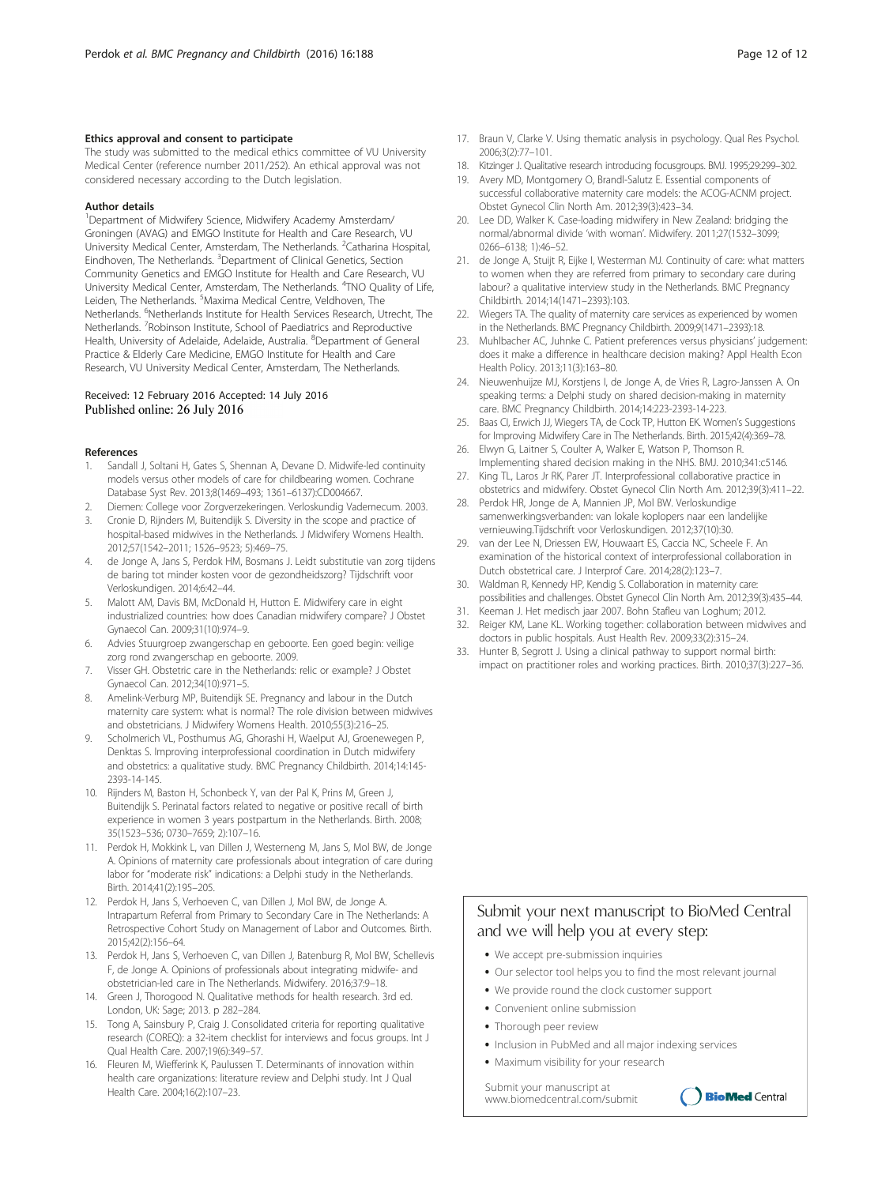### Ethics approval and consent to participate

The study was submitted to the medical ethics committee of VU University Medical Center (reference number 2011/252). An ethical approval was not considered necessary according to the Dutch legislation.

### Author details

[1]Department of Midwifery Science, Midwifery Academy Amsterdam/Groningen (AVAG) and EMGO Institute for Health and Care Research, VU University Medical Center, Amsterdam, The Netherlands. [2]Catharina Hospital, Eindhoven, The Netherlands. [3]Department of Clinical Genetics, Section Community Genetics and EMGO Institute for Health and Care Research, VU University Medical Center, Amsterdam, The Netherlands. [4]TNO Quality of Life, Leiden, The Netherlands. [5]Maxima Medical Centre, Veldhoven, The Netherlands. [6]Netherlands Institute for Health Services Research, Utrecht, The Netherlands. [7]Robinson Institute, School of Paediatrics and Reproductive Health, University of Adelaide, Adelaide, Australia. [8]Department of General Practice & Elderly Care Medicine, EMGO Institute for Health and Care Research, VU University Medical Center, Amsterdam, The Netherlands.

Received: 12 February 2016 Accepted: 14 July 2016
Published online: 26 July 2016

### References

1. Sandall J, Soltani H, Gates S, Shennan A, Devane D. Midwife-led continuity models versus other models of care for childbearing women. Cochrane Database Syst Rev. 2013;8(1469–493; 1361–6137):CD004667.
2. Diemen: College voor Zorgverzekeringen. Verloskundig Vademecum. 2003.
3. Cronie D, Rijnders M, Buitendijk S. Diversity in the scope and practice of hospital-based midwives in the Netherlands. J Midwifery Womens Health. 2012;57(1542–2011; 1526–9523; 5):469–75.
4. de Jonge A, Jans S, Perdok HM, Bosmans J. Leidt substitutie van zorg tijdens de baring tot minder kosten voor de gezondheidszorg? Tijdschrift voor Verloskundigen. 2014;6:42–44.
5. Malott AM, Davis BM, McDonald H, Hutton E. Midwifery care in eight industrialized countries: how does Canadian midwifery compare? J Obstet Gynaecol Can. 2009;31(10):974–9.
6. Advies Stuurgroep zwangerschap en geboorte. Een goed begin: veilige zorg rond zwangerschap en geboorte. 2009.
7. Visser GH. Obstetric care in the Netherlands: relic or example? J Obstet Gynaecol Can. 2012;34(10):971–5.
8. Amelink-Verburg MP, Buitendijk SE. Pregnancy and labour in the Dutch maternity care system: what is normal? The role division between midwives and obstetricians. J Midwifery Womens Health. 2010;55(3):216–25.
9. Scholmerich VL, Posthumus AG, Ghorashi H, Waelput AJ, Groenewegen P, Denktas S. Improving interprofessional coordination in Dutch midwifery and obstetrics: a qualitative study. BMC Pregnancy Childbirth. 2014;14:145-2393-14-145.
10. Rijnders M, Baston H, Schonbeck Y, van der Pal K, Prins M, Green J, Buitendijk S. Perinatal factors related to negative or positive recall of birth experience in women 3 years postpartum in the Netherlands. Birth. 2008; 35(1523–536; 0730–7659; 2):107–16.
11. Perdok H, Mokkink L, van Dillen J, Westerneng M, Jans S, Mol BW, de Jonge A. Opinions of maternity care professionals about integration of care during labor for "moderate risk" indications: a Delphi study in the Netherlands. Birth. 2014;41(2):195–205.
12. Perdok H, Jans S, Verhoeven C, van Dillen J, Mol BW, de Jonge A. Intrapartum Referral from Primary to Secondary Care in The Netherlands: A Retrospective Cohort Study on Management of Labor and Outcomes. Birth. 2015;42(2):156–64.
13. Perdok H, Jans S, Verhoeven C, van Dillen J, Batenburg R, Mol BW, Schellevis F, de Jonge A. Opinions of professionals about integrating midwife- and obstetrician-led care in The Netherlands. Midwifery. 2016;37:9–18.
14. Green J, Thorogood N. Qualitative methods for health research. 3rd ed. London, UK: Sage; 2013. p 282–284.
15. Tong A, Sainsbury P, Craig J. Consolidated criteria for reporting qualitative research (COREQ): a 32-item checklist for interviews and focus groups. Int J Qual Health Care. 2007;19(6):349–57.
16. Fleuren M, Wiefferink K, Paulussen T. Determinants of innovation within health care organizations: literature review and Delphi study. Int J Qual Health Care. 2004;16(2):107–23.
17. Braun V, Clarke V. Using thematic analysis in psychology. Qual Res Psychol. 2006;3(2):77–101.
18. Kitzinger J. Qualitative research introducing focusgroups. BMJ. 1995;29:299–302.
19. Avery MD, Montgomery O, Brandl-Salutz E. Essential components of successful collaborative maternity care models: the ACOG-ACNM project. Obstet Gynecol Clin North Am. 2012;39(3):423–34.
20. Lee DD, Walker K. Case-loading midwifery in New Zealand: bridging the normal/abnormal divide 'with woman'. Midwifery. 2011;27(1532–3099; 0266–6138; 1):46–52.
21. de Jonge A, Stuijt R, Eijke I, Westerman MJ. Continuity of care: what matters to women when they are referred from primary to secondary care during labour? a qualitative interview study in the Netherlands. BMC Pregnancy Childbirth. 2014;14(1471–2393):103.
22. Wiegers TA. The quality of maternity care services as experienced by women in the Netherlands. BMC Pregnancy Childbirth. 2009;9(1471–2393):18.
23. Muhlbacher AC, Juhnke C. Patient preferences versus physicians' judgement: does it make a difference in healthcare decision making? Appl Health Econ Health Policy. 2013;11(3):163–80.
24. Nieuwenhuijze MJ, Korstjens I, de Jonge A, de Vries R, Lagro-Janssen A. On speaking terms: a Delphi study on shared decision-making in maternity care. BMC Pregnancy Childbirth. 2014;14:223-2393-14-223.
25. Baas CI, Erwich JJ, Wiegers TA, de Cock TP, Hutton EK. Women's Suggestions for Improving Midwifery Care in The Netherlands. Birth. 2015;42(4):369–78.
26. Elwyn G, Laitner S, Coulter A, Walker E, Watson P, Thomson R. Implementing shared decision making in the NHS. BMJ. 2010;341:c5146.
27. King TL, Laros JR RK, Parer JT. Interprofessional collaborative practice in obstetrics and midwifery. Obstet Gynecol Clin North Am. 2012;39(3):411–22.
28. Perdok HR, Jonge de A, Mannien JP, Mol BW. Verloskundige samenwerkingsverbanden: van lokale koplopers naar een landelijke vernieuwing.Tijdschrift voor Verloskundigen. 2012;37(10):30.
29. van der Lee N, Driessen EW, Houwaart ES, Caccia NC, Scheele F. An examination of the historical context of interprofessional collaboration in Dutch obstetrical care. J Interprof Care. 2014;28(2):123–7.
30. Waldman R, Kennedy HP, Kendig S. Collaboration in maternity care: possibilities and challenges. Obstet Gynecol Clin North Am. 2012;39(3):435–44.
31. Keeman J. Het medisch jaar 2007. Bohn Stafleu van Loghum; 2012.
32. Reiger KM, Lane KL. Working together: collaboration between midwives and doctors in public hospitals. Aust Health Rev. 2009;33(2):315–24.
33. Hunter B, Segrott J. Using a clinical pathway to support normal birth: impact on practitioner roles and working practices. Birth. 2010;37(3):227–36.

Submit your next manuscript to BioMed Central and we will help you at every step:

- We accept pre-submission inquiries
- Our selector tool helps you to find the most relevant journal
- We provide round the clock customer support
- Convenient online submission
- Thorough peer review
- Inclusion in PubMed and all major indexing services
- Maximum visibility for your research

Submit your manuscript at
www.biomedcentral.com/submit

BioMed Central